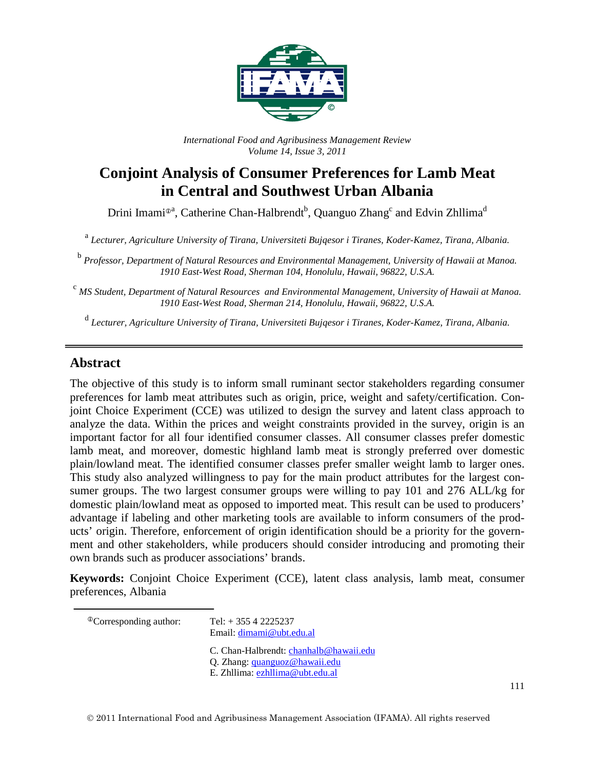*International Food and Agribusiness Management Review*
*Volume 14, Issue 3, 2011*

# Conjoint Analysis of Consumer Preferences for Lamb Meat in Central and Southwest Urban Albania

Drini Imami[®a], Catherine Chan-Halbrendt[b], Quanguo Zhang[c] and Edvin Zhllima[d]

[a] *Lecturer, Agriculture University of Tirana, Universiteti Bujqesor i Tiranes, Koder-Kamez, Tirana, Albania.*

[b] *Professor, Department of Natural Resources and Environmental Management, University of Hawaii at Manoa. 1910 East-West Road, Sherman 104, Honolulu, Hawaii, 96822, U.S.A.*

[c] *MS Student, Department of Natural Resources and Environmental Management, University of Hawaii at Manoa. 1910 East-West Road, Sherman 214, Honolulu, Hawaii, 96822, U.S.A.*

[d] *Lecturer, Agriculture University of Tirana, Universiteti Bujqesor i Tiranes, Koder-Kamez, Tirana, Albania.*

---

## Abstract

The objective of this study is to inform small ruminant sector stakeholders regarding consumer preferences for lamb meat attributes such as origin, price, weight and safety/certification. Conjoint Choice Experiment (CCE) was utilized to design the survey and latent class approach to analyze the data. Within the prices and weight constraints provided in the survey, origin is an important factor for all four identified consumer classes. All consumer classes prefer domestic lamb meat, and moreover, domestic highland lamb meat is strongly preferred over domestic plain/lowland meat. The identified consumer classes prefer smaller weight lamb to larger ones. This study also analyzed willingness to pay for the main product attributes for the largest consumer groups. The two largest consumer groups were willing to pay 101 and 276 ALL/kg for domestic plain/lowland meat as opposed to imported meat. This result can be used to producers' advantage if labeling and other marketing tools are available to inform consumers of the products' origin. Therefore, enforcement of origin identification should be a priority for the government and other stakeholders, while producers should consider introducing and promoting their own brands such as producer associations' brands.

**Keywords:** Conjoint Choice Experiment (CCE), latent class analysis, lamb meat, consumer preferences, Albania

---

[®]Corresponding author: Tel: + 355 4 2225237
Email: dimami@ubt.edu.al

C. Chan-Halbrendt: chanhalb@hawaii.edu
Q. Zhang: quanguoz@hawaii.edu
E. Zhllima: ezhllima@ubt.edu.al

© 2011 International Food and Agribusiness Management Association (IFAMA). All rights reserved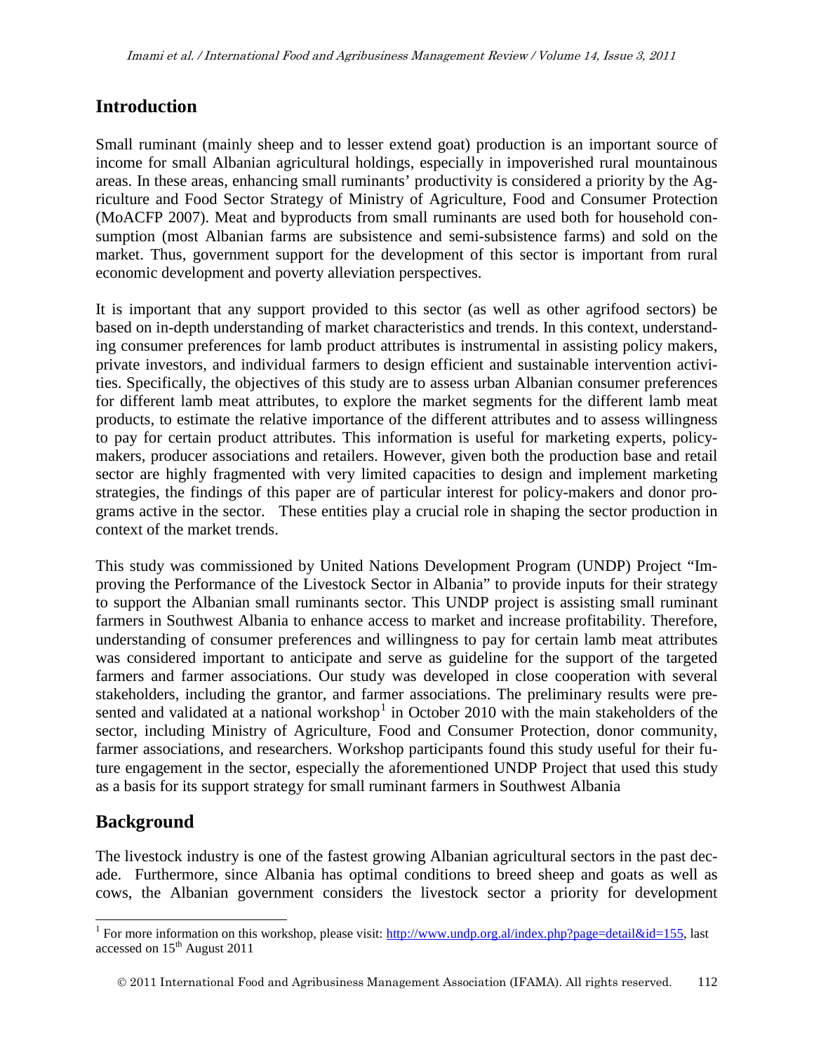## Introduction

Small ruminant (mainly sheep and to lesser extend goat) production is an important source of income for small Albanian agricultural holdings, especially in impoverished rural mountainous areas. In these areas, enhancing small ruminants' productivity is considered a priority by the Agriculture and Food Sector Strategy of Ministry of Agriculture, Food and Consumer Protection (MoACFP 2007). Meat and byproducts from small ruminants are used both for household consumption (most Albanian farms are subsistence and semi-subsistence farms) and sold on the market. Thus, government support for the development of this sector is important from rural economic development and poverty alleviation perspectives.

It is important that any support provided to this sector (as well as other agrifood sectors) be based on in-depth understanding of market characteristics and trends. In this context, understanding consumer preferences for lamb product attributes is instrumental in assisting policy makers, private investors, and individual farmers to design efficient and sustainable intervention activities. Specifically, the objectives of this study are to assess urban Albanian consumer preferences for different lamb meat attributes, to explore the market segments for the different lamb meat products, to estimate the relative importance of the different attributes and to assess willingness to pay for certain product attributes. This information is useful for marketing experts, policy-makers, producer associations and retailers. However, given both the production base and retail sector are highly fragmented with very limited capacities to design and implement marketing strategies, the findings of this paper are of particular interest for policy-makers and donor programs active in the sector. These entities play a crucial role in shaping the sector production in context of the market trends.

This study was commissioned by United Nations Development Program (UNDP) Project "Improving the Performance of the Livestock Sector in Albania" to provide inputs for their strategy to support the Albanian small ruminants sector. This UNDP project is assisting small ruminant farmers in Southwest Albania to enhance access to market and increase profitability. Therefore, understanding of consumer preferences and willingness to pay for certain lamb meat attributes was considered important to anticipate and serve as guideline for the support of the targeted farmers and farmer associations. Our study was developed in close cooperation with several stakeholders, including the grantor, and farmer associations. The preliminary results were presented and validated at a national workshop[1] in October 2010 with the main stakeholders of the sector, including Ministry of Agriculture, Food and Consumer Protection, donor community, farmer associations, and researchers. Workshop participants found this study useful for their future engagement in the sector, especially the aforementioned UNDP Project that used this study as a basis for its support strategy for small ruminant farmers in Southwest Albania

## Background

The livestock industry is one of the fastest growing Albanian agricultural sectors in the past decade. Furthermore, since Albania has optimal conditions to breed sheep and goats as well as cows, the Albanian government considers the livestock sector a priority for development

[1] For more information on this workshop, please visit: http://www.undp.org.al/index.php?page=detail&id=155, last accessed on 15th August 2011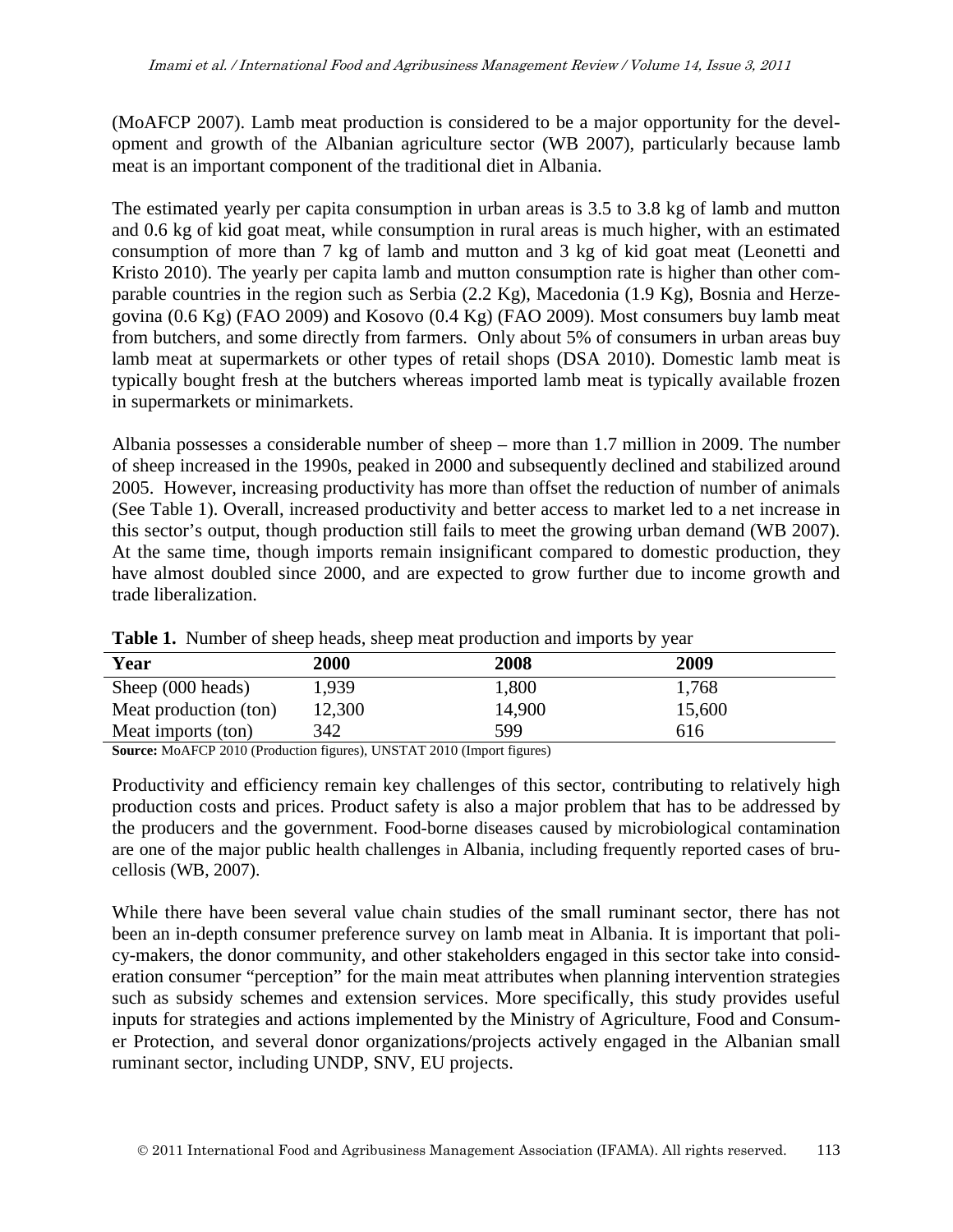(MoAFCP 2007). Lamb meat production is considered to be a major opportunity for the development and growth of the Albanian agriculture sector (WB 2007), particularly because lamb meat is an important component of the traditional diet in Albania.

The estimated yearly per capita consumption in urban areas is 3.5 to 3.8 kg of lamb and mutton and 0.6 kg of kid goat meat, while consumption in rural areas is much higher, with an estimated consumption of more than 7 kg of lamb and mutton and 3 kg of kid goat meat (Leonetti and Kristo 2010). The yearly per capita lamb and mutton consumption rate is higher than other comparable countries in the region such as Serbia (2.2 Kg), Macedonia (1.9 Kg), Bosnia and Herzegovina (0.6 Kg) (FAO 2009) and Kosovo (0.4 Kg) (FAO 2009). Most consumers buy lamb meat from butchers, and some directly from farmers. Only about 5% of consumers in urban areas buy lamb meat at supermarkets or other types of retail shops (DSA 2010). Domestic lamb meat is typically bought fresh at the butchers whereas imported lamb meat is typically available frozen in supermarkets or minimarkets.

Albania possesses a considerable number of sheep – more than 1.7 million in 2009. The number of sheep increased in the 1990s, peaked in 2000 and subsequently declined and stabilized around 2005. However, increasing productivity has more than offset the reduction of number of animals (See Table 1). Overall, increased productivity and better access to market led to a net increase in this sector's output, though production still fails to meet the growing urban demand (WB 2007). At the same time, though imports remain insignificant compared to domestic production, they have almost doubled since 2000, and are expected to grow further due to income growth and trade liberalization.

**Table 1.** Number of sheep heads, sheep meat production and imports by year

| Year | 2000 | 2008 | 2009 |
|---|---|---|---|
| Sheep (000 heads) | 1,939 | 1,800 | 1,768 |
| Meat production (ton) | 12,300 | 14,900 | 15,600 |
| Meat imports (ton) | 342 | 599 | 616 |

**Source:** MoAFCP 2010 (Production figures), UNSTAT 2010 (Import figures)

Productivity and efficiency remain key challenges of this sector, contributing to relatively high production costs and prices. Product safety is also a major problem that has to be addressed by the producers and the government. Food-borne diseases caused by microbiological contamination are one of the major public health challenges in Albania, including frequently reported cases of brucellosis (WB, 2007).

While there have been several value chain studies of the small ruminant sector, there has not been an in-depth consumer preference survey on lamb meat in Albania. It is important that policy-makers, the donor community, and other stakeholders engaged in this sector take into consideration consumer "perception" for the main meat attributes when planning intervention strategies such as subsidy schemes and extension services. More specifically, this study provides useful inputs for strategies and actions implemented by the Ministry of Agriculture, Food and Consumer Protection, and several donor organizations/projects actively engaged in the Albanian small ruminant sector, including UNDP, SNV, EU projects.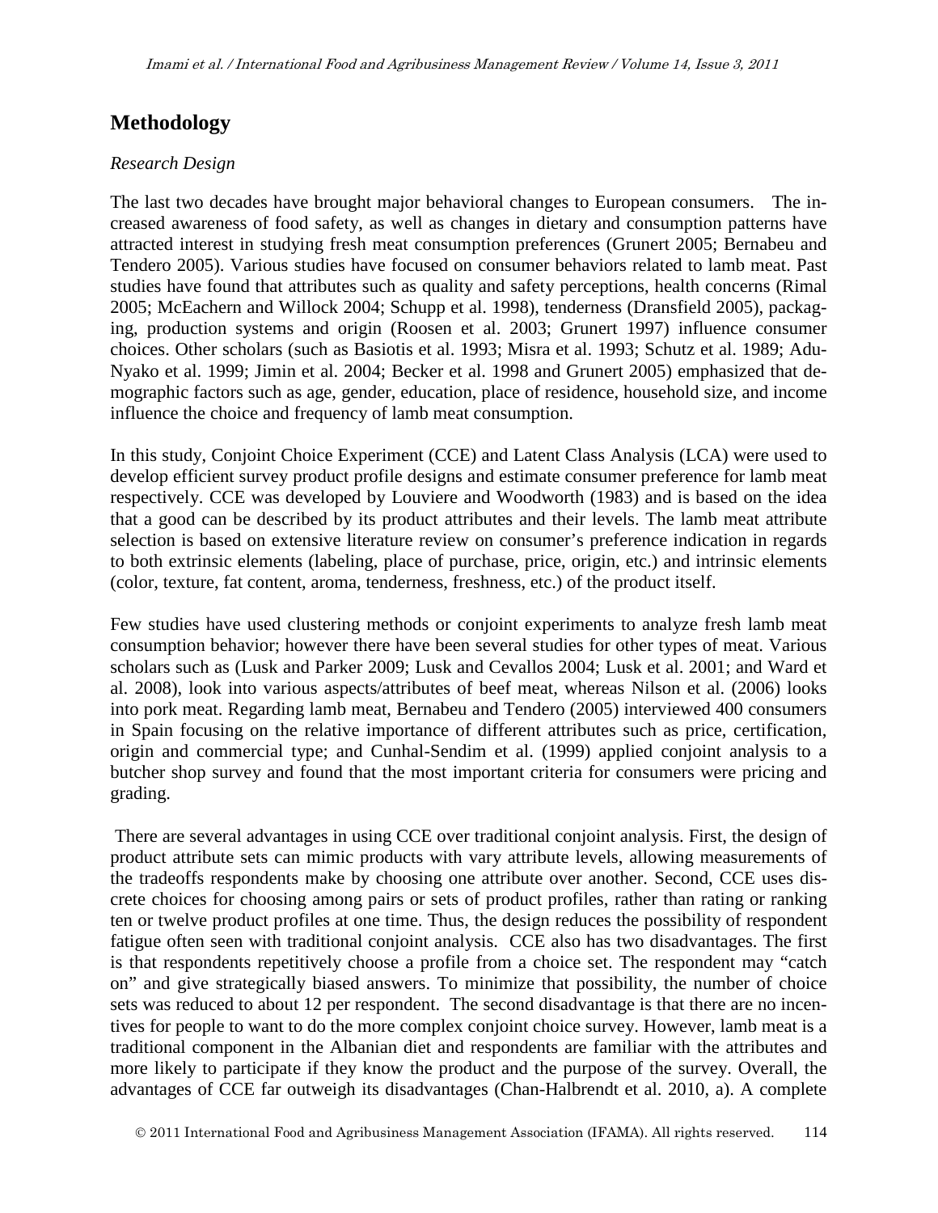## Methodology

### *Research Design*

The last two decades have brought major behavioral changes to European consumers. The increased awareness of food safety, as well as changes in dietary and consumption patterns have attracted interest in studying fresh meat consumption preferences (Grunert 2005; Bernabeu and Tendero 2005). Various studies have focused on consumer behaviors related to lamb meat. Past studies have found that attributes such as quality and safety perceptions, health concerns (Rimal 2005; McEachern and Willock 2004; Schupp et al. 1998), tenderness (Dransfield 2005), packaging, production systems and origin (Roosen et al. 2003; Grunert 1997) influence consumer choices. Other scholars (such as Basiotis et al. 1993; Misra et al. 1993; Schutz et al. 1989; Adu-Nyako et al. 1999; Jimin et al. 2004; Becker et al. 1998 and Grunert 2005) emphasized that demographic factors such as age, gender, education, place of residence, household size, and income influence the choice and frequency of lamb meat consumption.

In this study, Conjoint Choice Experiment (CCE) and Latent Class Analysis (LCA) were used to develop efficient survey product profile designs and estimate consumer preference for lamb meat respectively. CCE was developed by Louviere and Woodworth (1983) and is based on the idea that a good can be described by its product attributes and their levels. The lamb meat attribute selection is based on extensive literature review on consumer's preference indication in regards to both extrinsic elements (labeling, place of purchase, price, origin, etc.) and intrinsic elements (color, texture, fat content, aroma, tenderness, freshness, etc.) of the product itself.

Few studies have used clustering methods or conjoint experiments to analyze fresh lamb meat consumption behavior; however there have been several studies for other types of meat. Various scholars such as (Lusk and Parker 2009; Lusk and Cevallos 2004; Lusk et al. 2001; and Ward et al. 2008), look into various aspects/attributes of beef meat, whereas Nilson et al. (2006) looks into pork meat. Regarding lamb meat, Bernabeu and Tendero (2005) interviewed 400 consumers in Spain focusing on the relative importance of different attributes such as price, certification, origin and commercial type; and Cunhal-Sendim et al. (1999) applied conjoint analysis to a butcher shop survey and found that the most important criteria for consumers were pricing and grading.

There are several advantages in using CCE over traditional conjoint analysis. First, the design of product attribute sets can mimic products with vary attribute levels, allowing measurements of the tradeoffs respondents make by choosing one attribute over another. Second, CCE uses discrete choices for choosing among pairs or sets of product profiles, rather than rating or ranking ten or twelve product profiles at one time. Thus, the design reduces the possibility of respondent fatigue often seen with traditional conjoint analysis. CCE also has two disadvantages. The first is that respondents repetitively choose a profile from a choice set. The respondent may "catch on" and give strategically biased answers. To minimize that possibility, the number of choice sets was reduced to about 12 per respondent. The second disadvantage is that there are no incentives for people to want to do the more complex conjoint choice survey. However, lamb meat is a traditional component in the Albanian diet and respondents are familiar with the attributes and more likely to participate if they know the product and the purpose of the survey. Overall, the advantages of CCE far outweigh its disadvantages (Chan-Halbrendt et al. 2010, a). A complete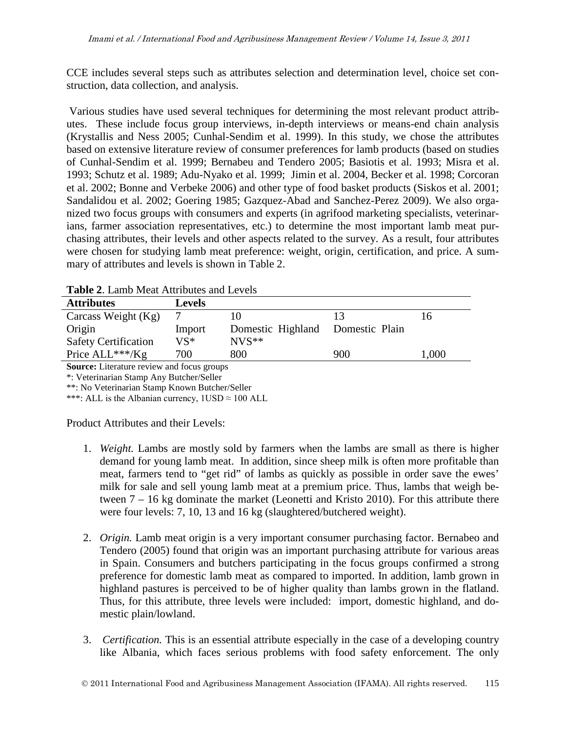CCE includes several steps such as attributes selection and determination level, choice set construction, data collection, and analysis.

Various studies have used several techniques for determining the most relevant product attributes. These include focus group interviews, in-depth interviews or means-end chain analysis (Krystallis and Ness 2005; Cunhal-Sendim et al. 1999). In this study, we chose the attributes based on extensive literature review of consumer preferences for lamb products (based on studies of Cunhal-Sendim et al. 1999; Bernabeu and Tendero 2005; Basiotis et al. 1993; Misra et al. 1993; Schutz et al. 1989; Adu-Nyako et al. 1999; Jimin et al. 2004, Becker et al. 1998; Corcoran et al. 2002; Bonne and Verbeke 2006) and other type of food basket products (Siskos et al. 2001; Sandalidou et al. 2002; Goering 1985; Gazquez-Abad and Sanchez-Perez 2009). We also organized two focus groups with consumers and experts (in agrifood marketing specialists, veterinarians, farmer association representatives, etc.) to determine the most important lamb meat purchasing attributes, their levels and other aspects related to the survey. As a result, four attributes were chosen for studying lamb meat preference: weight, origin, certification, and price. A summary of attributes and levels is shown in Table 2.

**Table 2**. Lamb Meat Attributes and Levels

| Attributes | Levels | | | |
|---|---|---|---|---|
| Carcass Weight (Kg) | 7 | 10 | 13 | 16 |
| Origin | Import | Domestic Highland | Domestic Plain | |
| Safety Certification | VS* | NVS** | | |
| Price ALL***/Kg | 700 | 800 | 900 | 1,000 |

**Source:** Literature review and focus groups

*: Veterinarian Stamp Any Butcher/Seller

**: No Veterinarian Stamp Known Butcher/Seller

***: ALL is the Albanian currency, 1USD ≈ 100 ALL

Product Attributes and their Levels:

1. *Weight.* Lambs are mostly sold by farmers when the lambs are small as there is higher demand for young lamb meat. In addition, since sheep milk is often more profitable than meat, farmers tend to "get rid" of lambs as quickly as possible in order save the ewes' milk for sale and sell young lamb meat at a premium price. Thus, lambs that weigh between 7 – 16 kg dominate the market (Leonetti and Kristo 2010). For this attribute there were four levels: 7, 10, 13 and 16 kg (slaughtered/butchered weight).

2. *Origin.* Lamb meat origin is a very important consumer purchasing factor. Bernabeo and Tendero (2005) found that origin was an important purchasing attribute for various areas in Spain. Consumers and butchers participating in the focus groups confirmed a strong preference for domestic lamb meat as compared to imported. In addition, lamb grown in highland pastures is perceived to be of higher quality than lambs grown in the flatland. Thus, for this attribute, three levels were included: import, domestic highland, and domestic plain/lowland.

3. *Certification.* This is an essential attribute especially in the case of a developing country like Albania, which faces serious problems with food safety enforcement. The only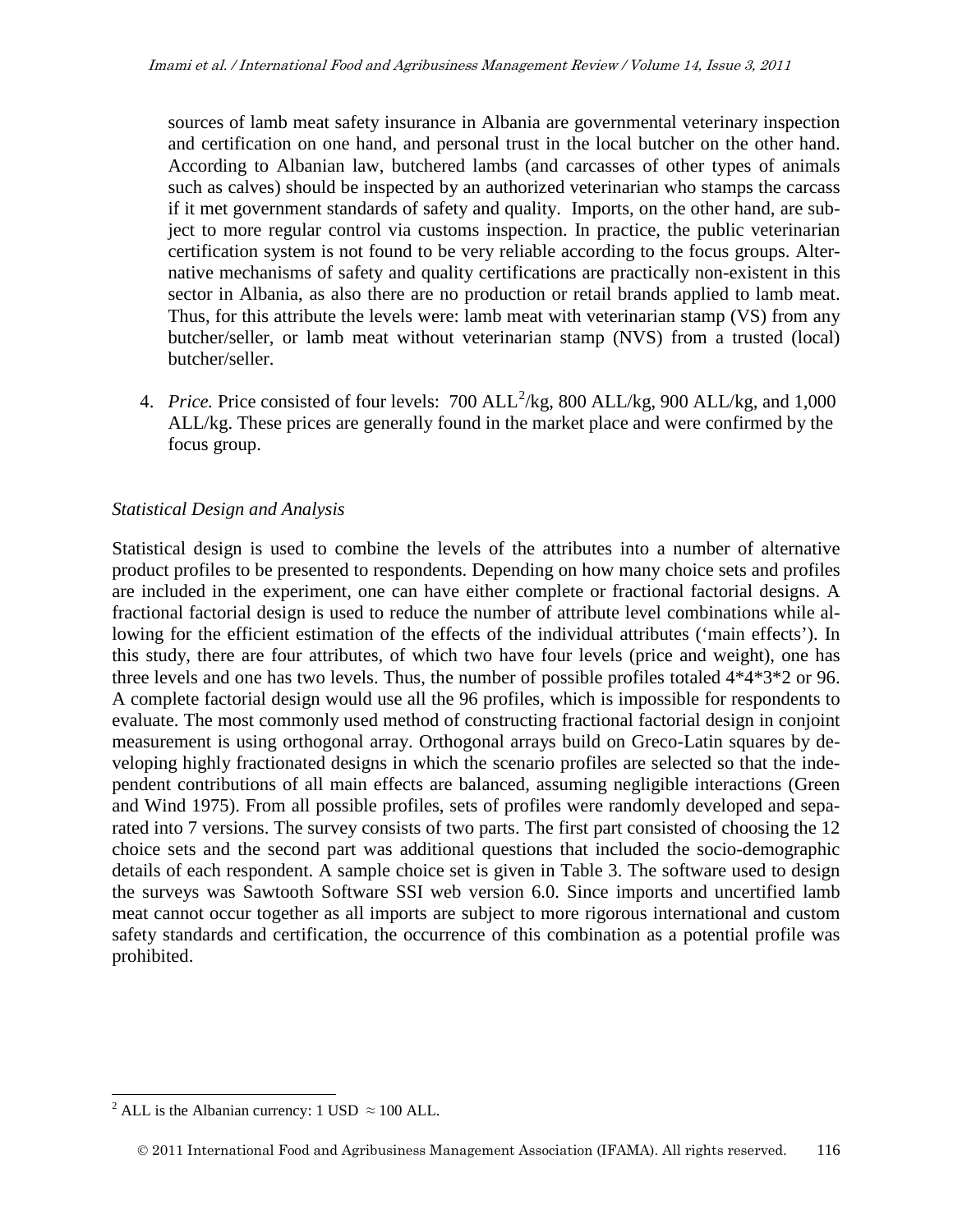sources of lamb meat safety insurance in Albania are governmental veterinary inspection and certification on one hand, and personal trust in the local butcher on the other hand. According to Albanian law, butchered lambs (and carcasses of other types of animals such as calves) should be inspected by an authorized veterinarian who stamps the carcass if it met government standards of safety and quality. Imports, on the other hand, are subject to more regular control via customs inspection. In practice, the public veterinarian certification system is not found to be very reliable according to the focus groups. Alternative mechanisms of safety and quality certifications are practically non-existent in this sector in Albania, as also there are no production or retail brands applied to lamb meat. Thus, for this attribute the levels were: lamb meat with veterinarian stamp (VS) from any butcher/seller, or lamb meat without veterinarian stamp (NVS) from a trusted (local) butcher/seller.

4. *Price.* Price consisted of four levels: 700 ALL[2]/kg, 800 ALL/kg, 900 ALL/kg, and 1,000 ALL/kg. These prices are generally found in the market place and were confirmed by the focus group.

*Statistical Design and Analysis*

Statistical design is used to combine the levels of the attributes into a number of alternative product profiles to be presented to respondents. Depending on how many choice sets and profiles are included in the experiment, one can have either complete or fractional factorial designs. A fractional factorial design is used to reduce the number of attribute level combinations while allowing for the efficient estimation of the effects of the individual attributes ('main effects'). In this study, there are four attributes, of which two have four levels (price and weight), one has three levels and one has two levels. Thus, the number of possible profiles totaled 4*4*3*2 or 96. A complete factorial design would use all the 96 profiles, which is impossible for respondents to evaluate. The most commonly used method of constructing fractional factorial design in conjoint measurement is using orthogonal array. Orthogonal arrays build on Greco-Latin squares by developing highly fractionated designs in which the scenario profiles are selected so that the independent contributions of all main effects are balanced, assuming negligible interactions (Green and Wind 1975). From all possible profiles, sets of profiles were randomly developed and separated into 7 versions. The survey consists of two parts. The first part consisted of choosing the 12 choice sets and the second part was additional questions that included the socio-demographic details of each respondent. A sample choice set is given in Table 3. The software used to design the surveys was Sawtooth Software SSI web version 6.0. Since imports and uncertified lamb meat cannot occur together as all imports are subject to more rigorous international and custom safety standards and certification, the occurrence of this combination as a potential profile was prohibited.

[2] ALL is the Albanian currency: 1 USD $\approx$ 100 ALL.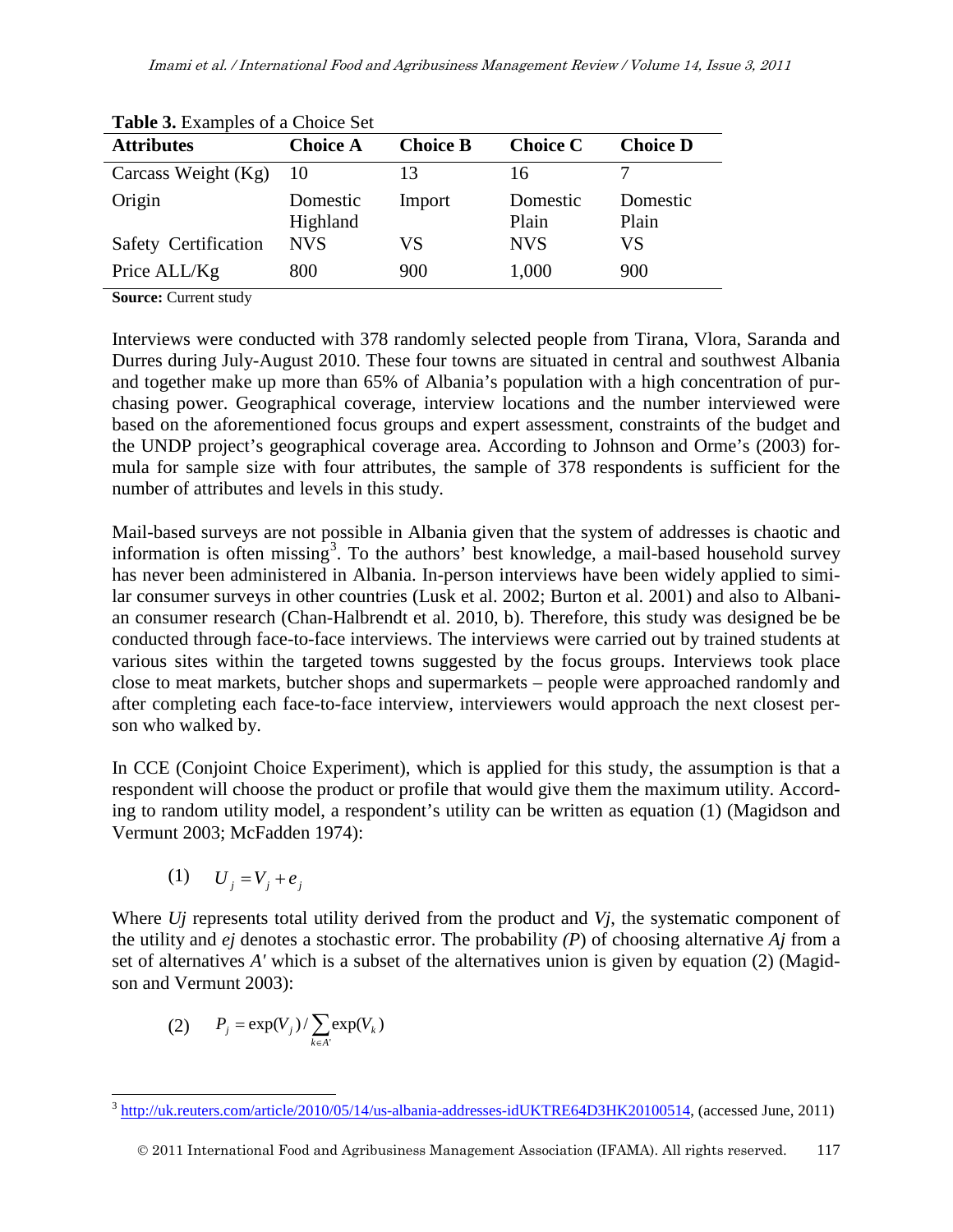**Table 3.** Examples of a Choice Set

| Attributes | Choice A | Choice B | Choice C | Choice D |
|---|---|---|---|---|
| Carcass Weight (Kg) | 10 | 13 | 16 | 7 |
| Origin | Domestic Highland | Import | Domestic Plain | Domestic Plain |
| Safety Certification | NVS | VS | NVS | VS |
| Price ALL/Kg | 800 | 900 | 1,000 | 900 |

**Source:** Current study

Interviews were conducted with 378 randomly selected people from Tirana, Vlora, Saranda and Durres during July-August 2010. These four towns are situated in central and southwest Albania and together make up more than 65% of Albania's population with a high concentration of purchasing power. Geographical coverage, interview locations and the number interviewed were based on the aforementioned focus groups and expert assessment, constraints of the budget and the UNDP project's geographical coverage area. According to Johnson and Orme's (2003) formula for sample size with four attributes, the sample of 378 respondents is sufficient for the number of attributes and levels in this study.

Mail-based surveys are not possible in Albania given that the system of addresses is chaotic and information is often missing[3]. To the authors' best knowledge, a mail-based household survey has never been administered in Albania. In-person interviews have been widely applied to similar consumer surveys in other countries (Lusk et al. 2002; Burton et al. 2001) and also to Albanian consumer research (Chan-Halbrendt et al. 2010, b). Therefore, this study was designed be be conducted through face-to-face interviews. The interviews were carried out by trained students at various sites within the targeted towns suggested by the focus groups. Interviews took place close to meat markets, butcher shops and supermarkets – people were approached randomly and after completing each face-to-face interview, interviewers would approach the next closest person who walked by.

In CCE (Conjoint Choice Experiment), which is applied for this study, the assumption is that a respondent will choose the product or profile that would give them the maximum utility. According to random utility model, a respondent's utility can be written as equation (1) (Magidson and Vermunt 2003; McFadden 1974):

$$(1) \quad U_j = V_j + e_j$$

Where $U_j$ represents total utility derived from the product and $V_j$, the systematic component of the utility and $e_j$ denotes a stochastic error. The probability *(P)* of choosing alternative $A_j$ from a set of alternatives $A'$ which is a subset of the alternatives union is given by equation (2) (Magidson and Vermunt 2003):

$$(2) \quad P_j = \exp(V_j) / \sum_{k \in A'} \exp(V_k)$$

[3] http://uk.reuters.com/article/2010/05/14/us-albania-addresses-idUKTRE64D3HK20100514, (accessed June, 2011)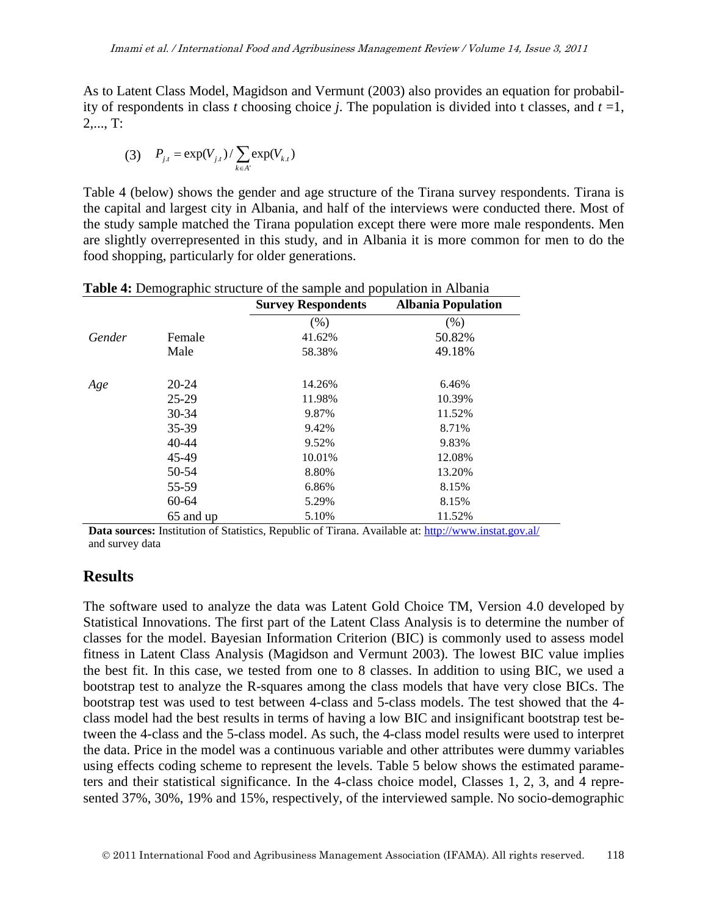As to Latent Class Model, Magidson and Vermunt (2003) also provides an equation for probability of respondents in class *t* choosing choice *j*. The population is divided into t classes, and *t* =1, 2,..., T:

$$(3) \quad P_{j,t} = \exp(V_{j,t}) / \sum_{k \in A'} \exp(V_{k,t})$$

Table 4 (below) shows the gender and age structure of the Tirana survey respondents. Tirana is the capital and largest city in Albania, and half of the interviews were conducted there. Most of the study sample matched the Tirana population except there were more male respondents. Men are slightly overrepresented in this study, and in Albania it is more common for men to do the food shopping, particularly for older generations.

**Table 4:** Demographic structure of the sample and population in Albania

| | | **Survey Respondents** | **Albania Population** |
|---|---|---|---|
| | | (%) | (%) |
| *Gender* | Female | 41.62% | 50.82% |
| | Male | 58.38% | 49.18% |
| | | | |
| *Age* | 20-24 | 14.26% | 6.46% |
| | 25-29 | 11.98% | 10.39% |
| | 30-34 | 9.87% | 11.52% |
| | 35-39 | 9.42% | 8.71% |
| | 40-44 | 9.52% | 9.83% |
| | 45-49 | 10.01% | 12.08% |
| | 50-54 | 8.80% | 13.20% |
| | 55-59 | 6.86% | 8.15% |
| | 60-64 | 5.29% | 8.15% |
| | 65 and up | 5.10% | 11.52% |

**Data sources:** Institution of Statistics, Republic of Tirana. Available at: http://www.instat.gov.al/ and survey data

## Results

The software used to analyze the data was Latent Gold Choice TM, Version 4.0 developed by Statistical Innovations. The first part of the Latent Class Analysis is to determine the number of classes for the model. Bayesian Information Criterion (BIC) is commonly used to assess model fitness in Latent Class Analysis (Magidson and Vermunt 2003). The lowest BIC value implies the best fit. In this case, we tested from one to 8 classes. In addition to using BIC, we used a bootstrap test to analyze the R-squares among the class models that have very close BICs. The bootstrap test was used to test between 4-class and 5-class models. The test showed that the 4-class model had the best results in terms of having a low BIC and insignificant bootstrap test between the 4-class and the 5-class model. As such, the 4-class model results were used to interpret the data. Price in the model was a continuous variable and other attributes were dummy variables using effects coding scheme to represent the levels. Table 5 below shows the estimated parameters and their statistical significance. In the 4-class choice model, Classes 1, 2, 3, and 4 represented 37%, 30%, 19% and 15%, respectively, of the interviewed sample. No socio-demographic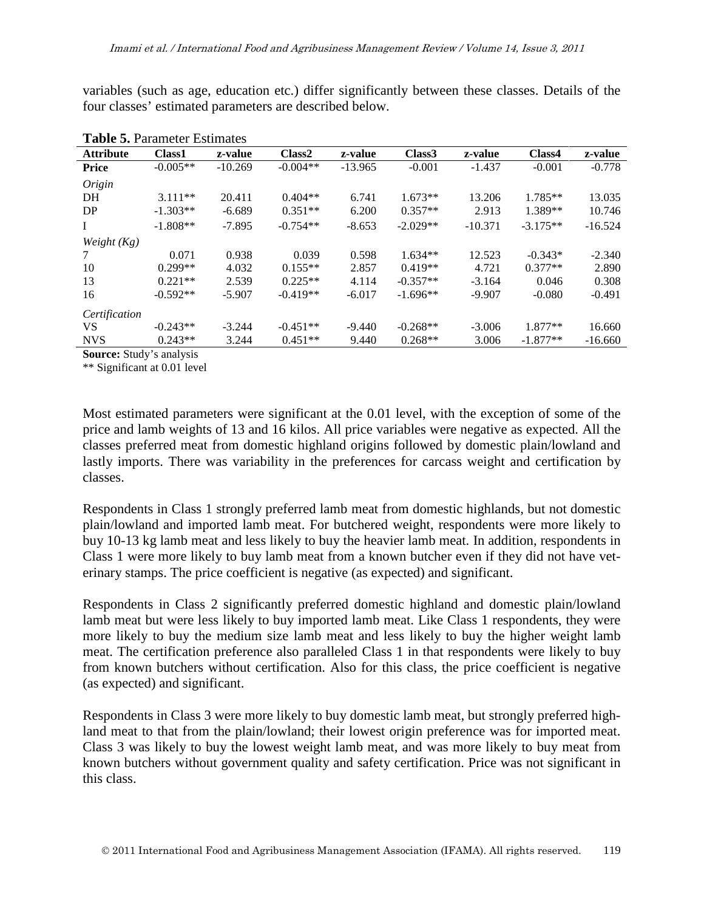variables (such as age, education etc.) differ significantly between these classes. Details of the four classes' estimated parameters are described below.

**Table 5.** Parameter Estimates

| Attribute | Class1 | z-value | Class2 | z-value | Class3 | z-value | Class4 | z-value |
|---|---|---|---|---|---|---|---|---|
| **Price** | -0.005** | -10.269 | -0.004** | -13.965 | -0.001 | -1.437 | -0.001 | -0.778 |
| *Origin* | | | | | | | | |
| DH | 3.111** | 20.411 | 0.404** | 6.741 | 1.673** | 13.206 | 1.785** | 13.035 |
| DP | -1.303** | -6.689 | 0.351** | 6.200 | 0.357** | 2.913 | 1.389** | 10.746 |
| I | -1.808** | -7.895 | -0.754** | -8.653 | -2.029** | -10.371 | -3.175** | -16.524 |
| *Weight (Kg)* | | | | | | | | |
| 7 | 0.071 | 0.938 | 0.039 | 0.598 | 1.634** | 12.523 | -0.343* | -2.340 |
| 10 | 0.299** | 4.032 | 0.155** | 2.857 | 0.419** | 4.721 | 0.377** | 2.890 |
| 13 | 0.221** | 2.539 | 0.225** | 4.114 | -0.357** | -3.164 | 0.046 | 0.308 |
| 16 | -0.592** | -5.907 | -0.419** | -6.017 | -1.696** | -9.907 | -0.080 | -0.491 |
| *Certification* | | | | | | | | |
| VS | -0.243** | -3.244 | -0.451** | -9.440 | -0.268** | -3.006 | 1.877** | 16.660 |
| NVS | 0.243** | 3.244 | 0.451** | 9.440 | 0.268** | 3.006 | -1.877** | -16.660 |

**Source:** Study's analysis
** Significant at 0.01 level

Most estimated parameters were significant at the 0.01 level, with the exception of some of the price and lamb weights of 13 and 16 kilos. All price variables were negative as expected. All the classes preferred meat from domestic highland origins followed by domestic plain/lowland and lastly imports. There was variability in the preferences for carcass weight and certification by classes.

Respondents in Class 1 strongly preferred lamb meat from domestic highlands, but not domestic plain/lowland and imported lamb meat. For butchered weight, respondents were more likely to buy 10-13 kg lamb meat and less likely to buy the heavier lamb meat. In addition, respondents in Class 1 were more likely to buy lamb meat from a known butcher even if they did not have veterinary stamps. The price coefficient is negative (as expected) and significant.

Respondents in Class 2 significantly preferred domestic highland and domestic plain/lowland lamb meat but were less likely to buy imported lamb meat. Like Class 1 respondents, they were more likely to buy the medium size lamb meat and less likely to buy the higher weight lamb meat. The certification preference also paralleled Class 1 in that respondents were likely to buy from known butchers without certification. Also for this class, the price coefficient is negative (as expected) and significant.

Respondents in Class 3 were more likely to buy domestic lamb meat, but strongly preferred highland meat to that from the plain/lowland; their lowest origin preference was for imported meat. Class 3 was likely to buy the lowest weight lamb meat, and was more likely to buy meat from known butchers without government quality and safety certification. Price was not significant in this class.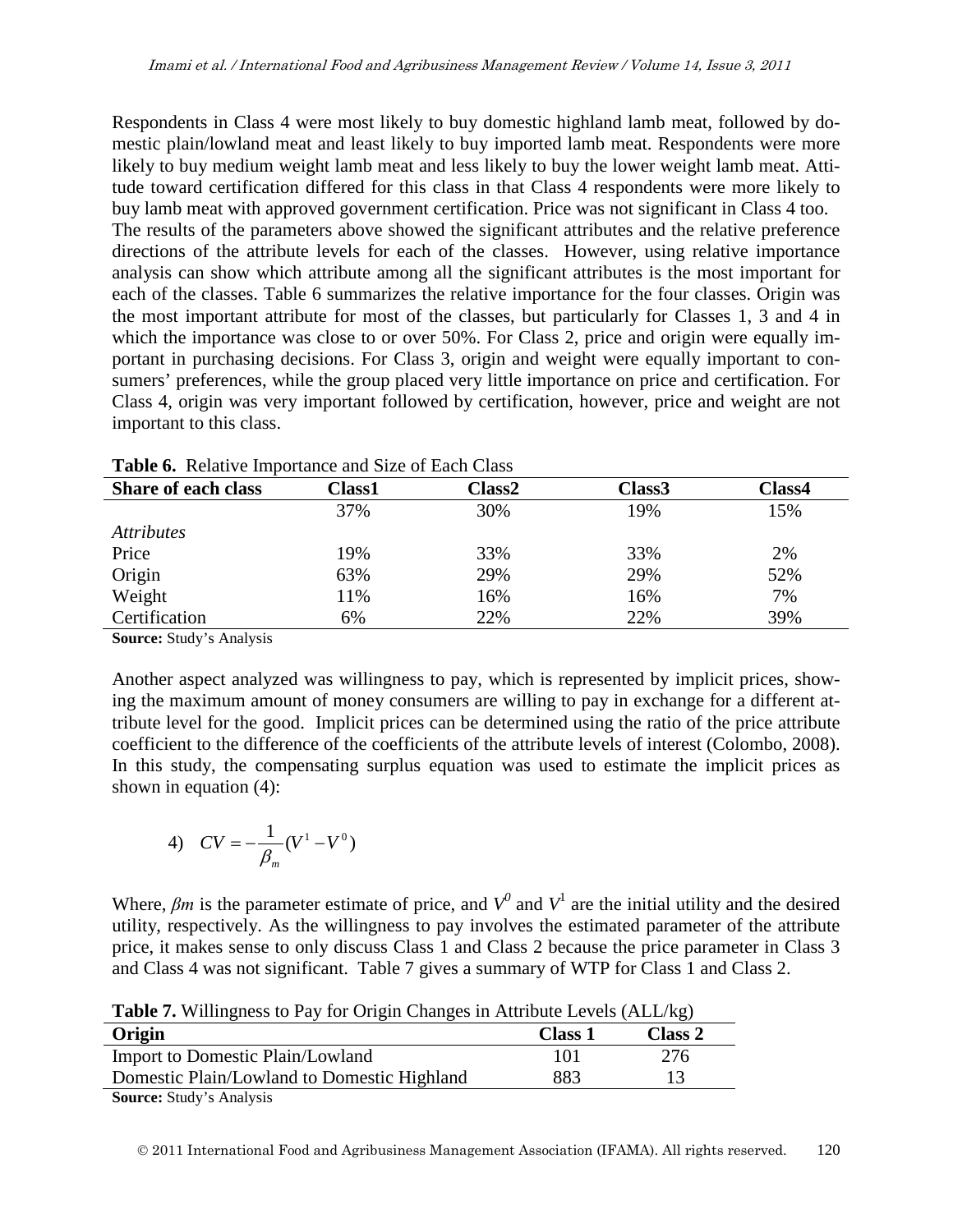Respondents in Class 4 were most likely to buy domestic highland lamb meat, followed by domestic plain/lowland meat and least likely to buy imported lamb meat. Respondents were more likely to buy medium weight lamb meat and less likely to buy the lower weight lamb meat. Attitude toward certification differed for this class in that Class 4 respondents were more likely to buy lamb meat with approved government certification. Price was not significant in Class 4 too.

The results of the parameters above showed the significant attributes and the relative preference directions of the attribute levels for each of the classes. However, using relative importance analysis can show which attribute among all the significant attributes is the most important for each of the classes. Table 6 summarizes the relative importance for the four classes. Origin was the most important attribute for most of the classes, but particularly for Classes 1, 3 and 4 in which the importance was close to or over 50%. For Class 2, price and origin were equally important in purchasing decisions. For Class 3, origin and weight were equally important to consumers' preferences, while the group placed very little importance on price and certification. For Class 4, origin was very important followed by certification, however, price and weight are not important to this class.

**Table 6.** Relative Importance and Size of Each Class

| Share of each class | Class1 | Class2 | Class3 | Class4 |
|---|---|---|---|---|
| | 37% | 30% | 19% | 15% |
| *Attributes* | | | | |
| Price | 19% | 33% | 33% | 2% |
| Origin | 63% | 29% | 29% | 52% |
| Weight | 11% | 16% | 16% | 7% |
| Certification | 6% | 22% | 22% | 39% |

**Source:** Study's Analysis

Another aspect analyzed was willingness to pay, which is represented by implicit prices, showing the maximum amount of money consumers are willing to pay in exchange for a different attribute level for the good. Implicit prices can be determined using the ratio of the price attribute coefficient to the difference of the coefficients of the attribute levels of interest (Colombo, 2008). In this study, the compensating surplus equation was used to estimate the implicit prices as shown in equation (4):

$$4) \quad CV = -\frac{1}{\beta_m}(V^1 - V^0)$$

Where, $\beta m$ is the parameter estimate of price, and $V^0$ and $V^1$ are the initial utility and the desired utility, respectively. As the willingness to pay involves the estimated parameter of the attribute price, it makes sense to only discuss Class 1 and Class 2 because the price parameter in Class 3 and Class 4 was not significant. Table 7 gives a summary of WTP for Class 1 and Class 2.

**Table 7.** Willingness to Pay for Origin Changes in Attribute Levels (ALL/kg)

| Origin | Class 1 | Class 2 |
|---|---|---|
| Import to Domestic Plain/Lowland | 101 | 276 |
| Domestic Plain/Lowland to Domestic Highland | 883 | 13 |

**Source:** Study's Analysis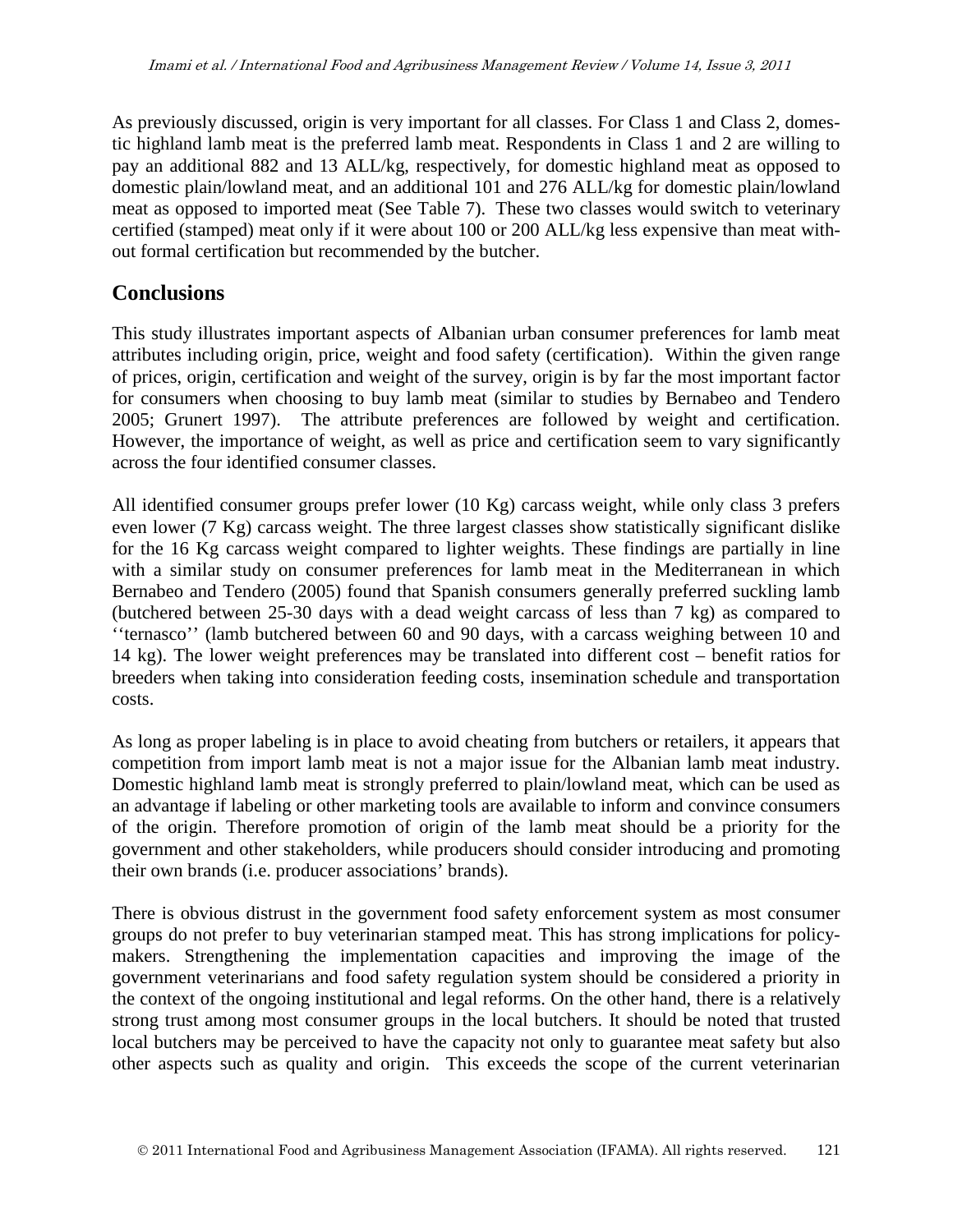As previously discussed, origin is very important for all classes. For Class 1 and Class 2, domestic highland lamb meat is the preferred lamb meat. Respondents in Class 1 and 2 are willing to pay an additional 882 and 13 ALL/kg, respectively, for domestic highland meat as opposed to domestic plain/lowland meat, and an additional 101 and 276 ALL/kg for domestic plain/lowland meat as opposed to imported meat (See Table 7). These two classes would switch to veterinary certified (stamped) meat only if it were about 100 or 200 ALL/kg less expensive than meat without formal certification but recommended by the butcher.

## Conclusions

This study illustrates important aspects of Albanian urban consumer preferences for lamb meat attributes including origin, price, weight and food safety (certification). Within the given range of prices, origin, certification and weight of the survey, origin is by far the most important factor for consumers when choosing to buy lamb meat (similar to studies by Bernabeo and Tendero 2005; Grunert 1997). The attribute preferences are followed by weight and certification. However, the importance of weight, as well as price and certification seem to vary significantly across the four identified consumer classes.

All identified consumer groups prefer lower (10 Kg) carcass weight, while only class 3 prefers even lower (7 Kg) carcass weight. The three largest classes show statistically significant dislike for the 16 Kg carcass weight compared to lighter weights. These findings are partially in line with a similar study on consumer preferences for lamb meat in the Mediterranean in which Bernabeo and Tendero (2005) found that Spanish consumers generally preferred suckling lamb (butchered between 25-30 days with a dead weight carcass of less than 7 kg) as compared to ''ternasco'' (lamb butchered between 60 and 90 days, with a carcass weighing between 10 and 14 kg). The lower weight preferences may be translated into different cost – benefit ratios for breeders when taking into consideration feeding costs, insemination schedule and transportation costs.

As long as proper labeling is in place to avoid cheating from butchers or retailers, it appears that competition from import lamb meat is not a major issue for the Albanian lamb meat industry. Domestic highland lamb meat is strongly preferred to plain/lowland meat, which can be used as an advantage if labeling or other marketing tools are available to inform and convince consumers of the origin. Therefore promotion of origin of the lamb meat should be a priority for the government and other stakeholders, while producers should consider introducing and promoting their own brands (i.e. producer associations' brands).

There is obvious distrust in the government food safety enforcement system as most consumer groups do not prefer to buy veterinarian stamped meat. This has strong implications for policy-makers. Strengthening the implementation capacities and improving the image of the government veterinarians and food safety regulation system should be considered a priority in the context of the ongoing institutional and legal reforms. On the other hand, there is a relatively strong trust among most consumer groups in the local butchers. It should be noted that trusted local butchers may be perceived to have the capacity not only to guarantee meat safety but also other aspects such as quality and origin. This exceeds the scope of the current veterinarian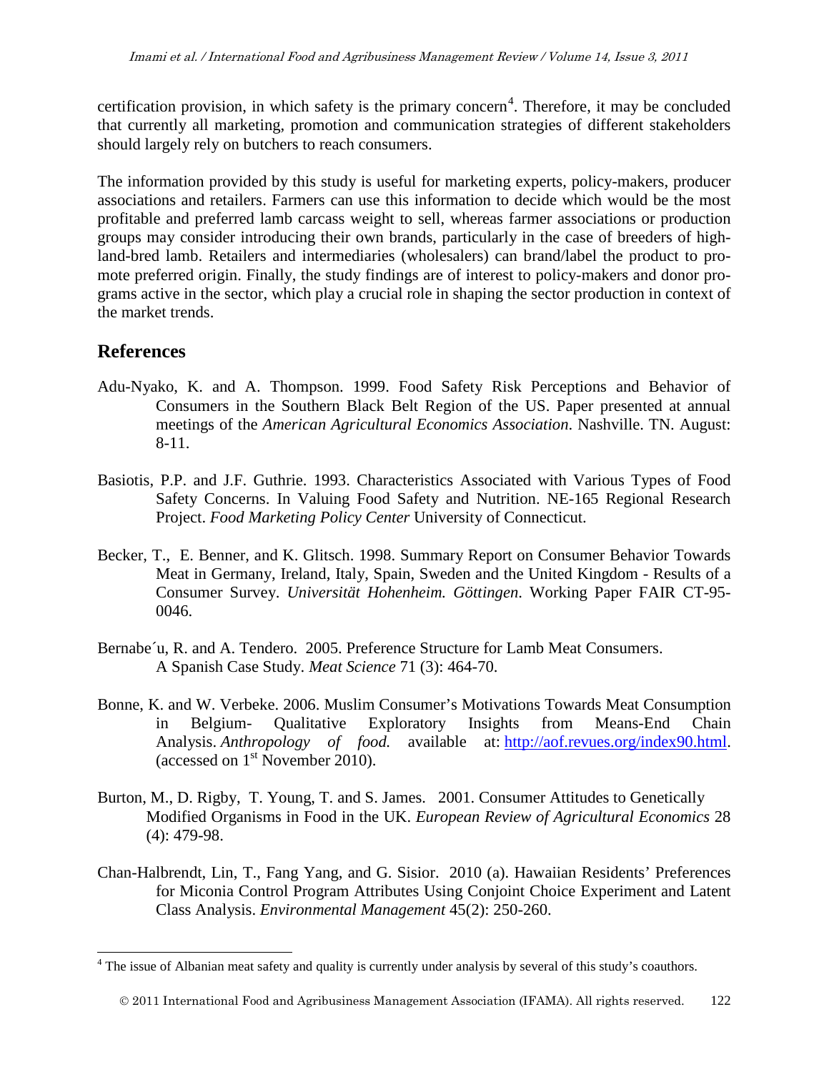certification provision, in which safety is the primary concern[4]. Therefore, it may be concluded that currently all marketing, promotion and communication strategies of different stakeholders should largely rely on butchers to reach consumers.

The information provided by this study is useful for marketing experts, policy-makers, producer associations and retailers. Farmers can use this information to decide which would be the most profitable and preferred lamb carcass weight to sell, whereas farmer associations or production groups may consider introducing their own brands, particularly in the case of breeders of high-land-bred lamb. Retailers and intermediaries (wholesalers) can brand/label the product to promote preferred origin. Finally, the study findings are of interest to policy-makers and donor programs active in the sector, which play a crucial role in shaping the sector production in context of the market trends.

## References

Adu-Nyako, K. and A. Thompson. 1999. Food Safety Risk Perceptions and Behavior of Consumers in the Southern Black Belt Region of the US. Paper presented at annual meetings of the *American Agricultural Economics Association*. Nashville. TN. August: 8-11.

Basiotis, P.P. and J.F. Guthrie. 1993. Characteristics Associated with Various Types of Food Safety Concerns. In Valuing Food Safety and Nutrition. NE-165 Regional Research Project. *Food Marketing Policy Center* University of Connecticut.

Becker, T., E. Benner, and K. Glitsch. 1998. Summary Report on Consumer Behavior Towards Meat in Germany, Ireland, Italy, Spain, Sweden and the United Kingdom - Results of a Consumer Survey. *Universität Hohenheim. Göttingen*. Working Paper FAIR CT-95-0046.

Bernabe´u, R. and A. Tendero. 2005. Preference Structure for Lamb Meat Consumers. A Spanish Case Study. *Meat Science* 71 (3): 464-70.

Bonne, K. and W. Verbeke. 2006. Muslim Consumer's Motivations Towards Meat Consumption in Belgium- Qualitative Exploratory Insights from Means-End Chain Analysis. *Anthropology of food.* available at: http://aof.revues.org/index90.html. (accessed on 1st November 2010).

Burton, M., D. Rigby, T. Young, T. and S. James. 2001. Consumer Attitudes to Genetically Modified Organisms in Food in the UK. *European Review of Agricultural Economics* 28 (4): 479-98.

Chan-Halbrendt, Lin, T., Fang Yang, and G. Sisior. 2010 (a). Hawaiian Residents' Preferences for Miconia Control Program Attributes Using Conjoint Choice Experiment and Latent Class Analysis. *Environmental Management* 45(2): 250-260.

[4] The issue of Albanian meat safety and quality is currently under analysis by several of this study's coauthors.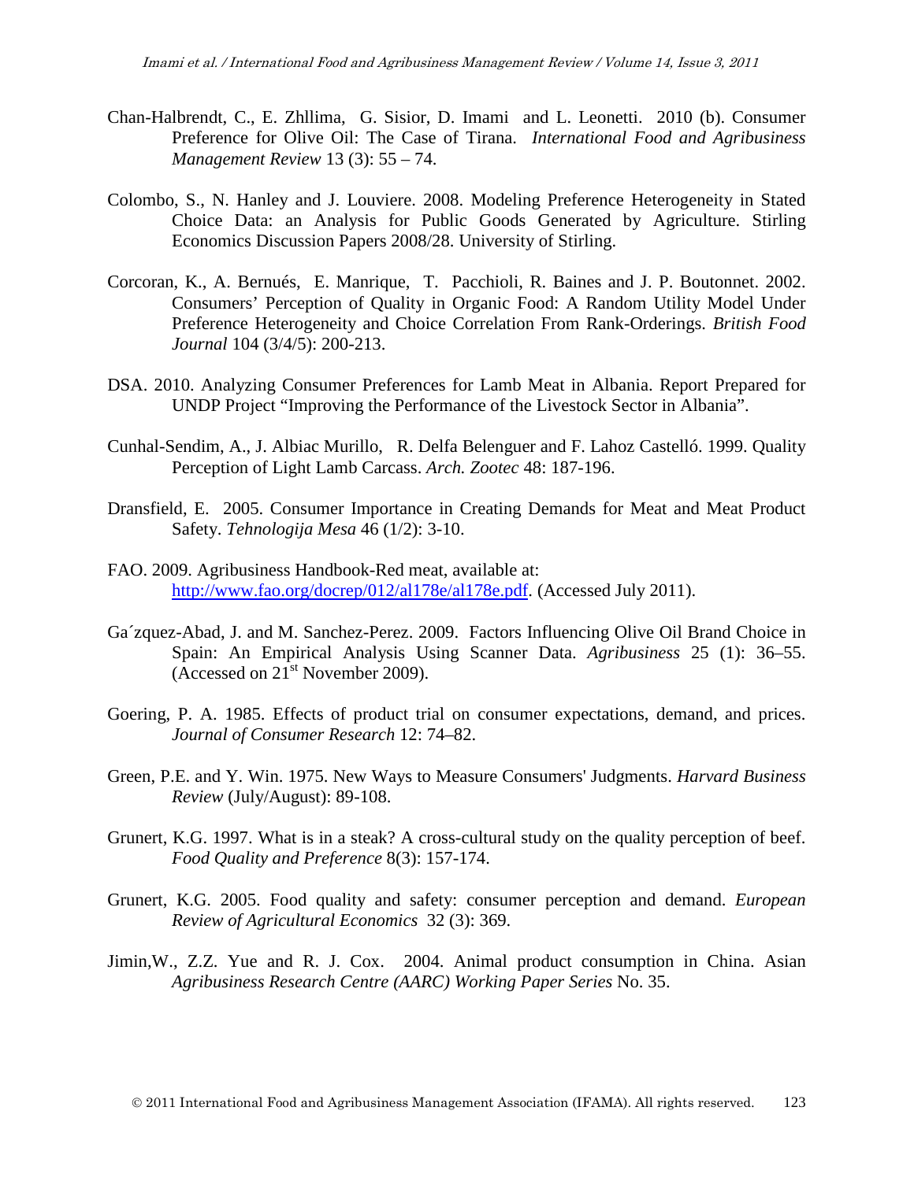Chan-Halbrendt, C., E. Zhllima, G. Sisior, D. Imami and L. Leonetti. 2010 (b). Consumer Preference for Olive Oil: The Case of Tirana. *International Food and Agribusiness Management Review* 13 (3): 55 – 74.

Colombo, S., N. Hanley and J. Louviere. 2008. Modeling Preference Heterogeneity in Stated Choice Data: an Analysis for Public Goods Generated by Agriculture. Stirling Economics Discussion Papers 2008/28. University of Stirling.

Corcoran, K., A. Bernués, E. Manrique, T. Pacchioli, R. Baines and J. P. Boutonnet. 2002. Consumers' Perception of Quality in Organic Food: A Random Utility Model Under Preference Heterogeneity and Choice Correlation From Rank-Orderings. *British Food Journal* 104 (3/4/5): 200-213.

DSA. 2010. Analyzing Consumer Preferences for Lamb Meat in Albania. Report Prepared for UNDP Project "Improving the Performance of the Livestock Sector in Albania".

Cunhal-Sendim, A., J. Albiac Murillo, R. Delfa Belenguer and F. Lahoz Castelló. 1999. Quality Perception of Light Lamb Carcass. *Arch. Zootec* 48: 187-196.

Dransfield, E. 2005. Consumer Importance in Creating Demands for Meat and Meat Product Safety. *Tehnologija Mesa* 46 (1/2): 3-10.

FAO. 2009. Agribusiness Handbook-Red meat, available at: http://www.fao.org/docrep/012/al178e/al178e.pdf. (Accessed July 2011).

Ga´zquez-Abad, J. and M. Sanchez-Perez. 2009. Factors Influencing Olive Oil Brand Choice in Spain: An Empirical Analysis Using Scanner Data. *Agribusiness* 25 (1): 36–55. (Accessed on 21st November 2009).

Goering, P. A. 1985. Effects of product trial on consumer expectations, demand, and prices. *Journal of Consumer Research* 12: 74–82.

Green, P.E. and Y. Win. 1975. New Ways to Measure Consumers' Judgments. *Harvard Business Review* (July/August): 89-108.

Grunert, K.G. 1997. What is in a steak? A cross-cultural study on the quality perception of beef. *Food Quality and Preference* 8(3): 157-174.

Grunert, K.G. 2005. Food quality and safety: consumer perception and demand. *European Review of Agricultural Economics* 32 (3): 369.

Jimin,W., Z.Z. Yue and R. J. Cox. 2004. Animal product consumption in China. Asian *Agribusiness Research Centre (AARC) Working Paper Series* No. 35.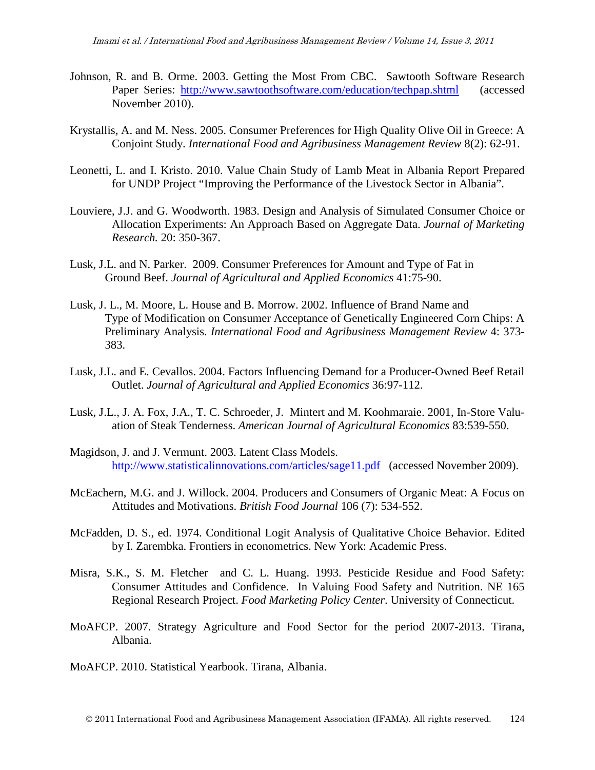Johnson, R. and B. Orme. 2003. Getting the Most From CBC. Sawtooth Software Research Paper Series: http://www.sawtoothsoftware.com/education/techpap.shtml (accessed November 2010).

Krystallis, A. and M. Ness. 2005. Consumer Preferences for High Quality Olive Oil in Greece: A Conjoint Study. *International Food and Agribusiness Management Review* 8(2): 62-91.

Leonetti, L. and I. Kristo. 2010. Value Chain Study of Lamb Meat in Albania Report Prepared for UNDP Project "Improving the Performance of the Livestock Sector in Albania".

Louviere, J.J. and G. Woodworth. 1983. Design and Analysis of Simulated Consumer Choice or Allocation Experiments: An Approach Based on Aggregate Data. *Journal of Marketing Research.* 20: 350-367.

Lusk, J.L. and N. Parker. 2009. Consumer Preferences for Amount and Type of Fat in Ground Beef. *Journal of Agricultural and Applied Economics* 41:75-90.

Lusk, J. L., M. Moore, L. House and B. Morrow. 2002. Influence of Brand Name and Type of Modification on Consumer Acceptance of Genetically Engineered Corn Chips: A Preliminary Analysis. *International Food and Agribusiness Management Review* 4: 373-383.

Lusk, J.L. and E. Cevallos. 2004. Factors Influencing Demand for a Producer-Owned Beef Retail Outlet. *Journal of Agricultural and Applied Economics* 36:97-112.

Lusk, J.L., J. A. Fox, J.A., T. C. Schroeder, J. Mintert and M. Koohmaraie. 2001, In-Store Valuation of Steak Tenderness. *American Journal of Agricultural Economics* 83:539-550.

Magidson, J. and J. Vermunt. 2003. Latent Class Models. http://www.statisticalinnovations.com/articles/sage11.pdf (accessed November 2009).

McEachern, M.G. and J. Willock. 2004. Producers and Consumers of Organic Meat: A Focus on Attitudes and Motivations. *British Food Journal* 106 (7): 534-552.

McFadden, D. S., ed. 1974. Conditional Logit Analysis of Qualitative Choice Behavior. Edited by I. Zarembka. Frontiers in econometrics. New York: Academic Press.

Misra, S.K., S. M. Fletcher and C. L. Huang. 1993. Pesticide Residue and Food Safety: Consumer Attitudes and Confidence. In Valuing Food Safety and Nutrition. NE 165 Regional Research Project. *Food Marketing Policy Center*. University of Connecticut.

MoAFCP. 2007. Strategy Agriculture and Food Sector for the period 2007-2013. Tirana, Albania.

MoAFCP. 2010. Statistical Yearbook. Tirana, Albania.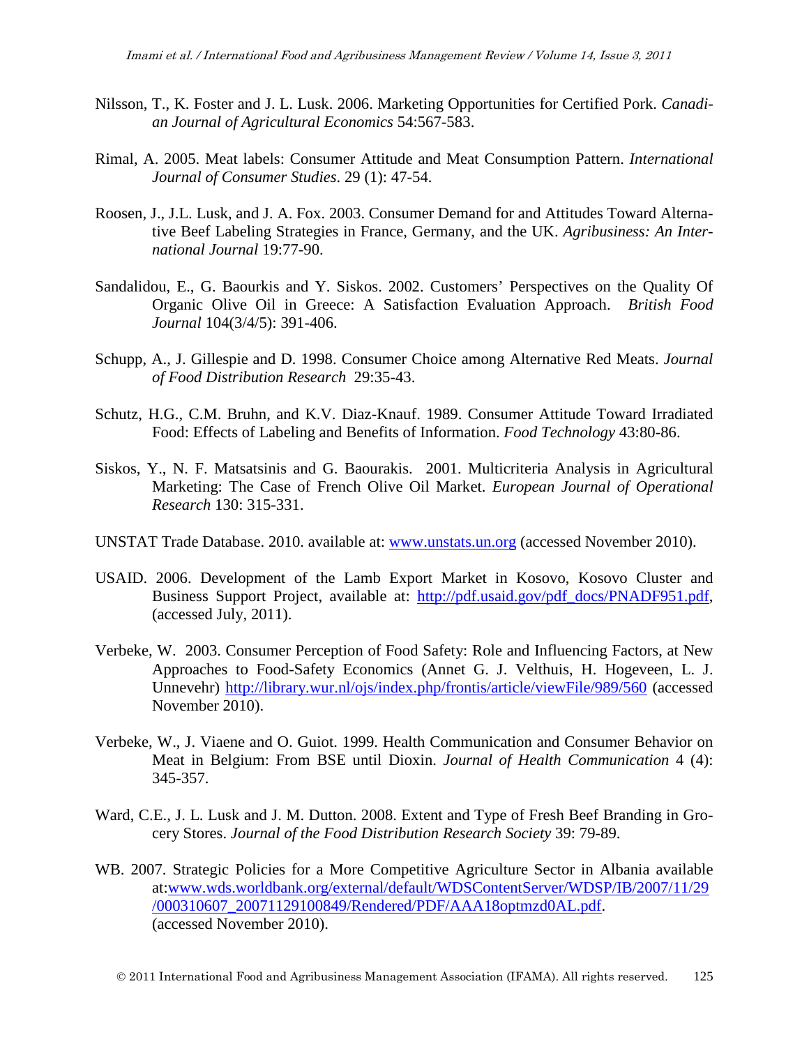Nilsson, T., K. Foster and J. L. Lusk. 2006. Marketing Opportunities for Certified Pork. *Canadian Journal of Agricultural Economics* 54:567-583.

Rimal, A. 2005. Meat labels: Consumer Attitude and Meat Consumption Pattern. *International Journal of Consumer Studies*. 29 (1): 47-54.

Roosen, J., J.L. Lusk, and J. A. Fox. 2003. Consumer Demand for and Attitudes Toward Alternative Beef Labeling Strategies in France, Germany, and the UK. *Agribusiness: An International Journal* 19:77-90.

Sandalidou, E., G. Baourkis and Y. Siskos. 2002. Customers' Perspectives on the Quality Of Organic Olive Oil in Greece: A Satisfaction Evaluation Approach. *British Food Journal* 104(3/4/5): 391-406.

Schupp, A., J. Gillespie and D. 1998. Consumer Choice among Alternative Red Meats. *Journal of Food Distribution Research* 29:35-43.

Schutz, H.G., C.M. Bruhn, and K.V. Diaz-Knauf. 1989. Consumer Attitude Toward Irradiated Food: Effects of Labeling and Benefits of Information. *Food Technology* 43:80-86.

Siskos, Y., N. F. Matsatsinis and G. Baourakis. 2001. Multicriteria Analysis in Agricultural Marketing: The Case of French Olive Oil Market. *European Journal of Operational Research* 130: 315-331.

UNSTAT Trade Database. 2010. available at: www.unstats.un.org (accessed November 2010).

USAID. 2006. Development of the Lamb Export Market in Kosovo, Kosovo Cluster and Business Support Project, available at: http://pdf.usaid.gov/pdf_docs/PNADF951.pdf, (accessed July, 2011).

Verbeke, W. 2003. Consumer Perception of Food Safety: Role and Influencing Factors, at New Approaches to Food-Safety Economics (Annet G. J. Velthuis, H. Hogeveen, L. J. Unnevehr) http://library.wur.nl/ojs/index.php/frontis/article/viewFile/989/560 (accessed November 2010).

Verbeke, W., J. Viaene and O. Guiot. 1999. Health Communication and Consumer Behavior on Meat in Belgium: From BSE until Dioxin. *Journal of Health Communication* 4 (4): 345-357.

Ward, C.E., J. L. Lusk and J. M. Dutton. 2008. Extent and Type of Fresh Beef Branding in Grocery Stores. *Journal of the Food Distribution Research Society* 39: 79-89.

WB. 2007. Strategic Policies for a More Competitive Agriculture Sector in Albania available at:www.wds.worldbank.org/external/default/WDSContentServer/WDSP/IB/2007/11/29/000310607_20071129100849/Rendered/PDF/AAA18optmzd0AL.pdf. (accessed November 2010).